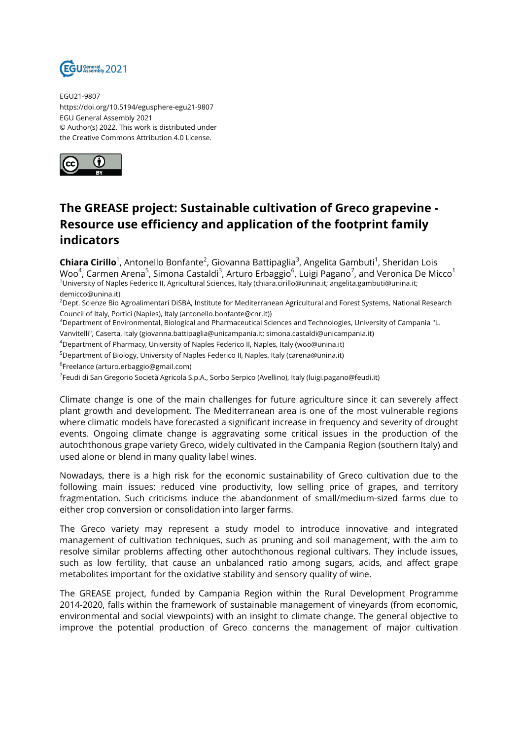EGU21-9807
https://doi.org/10.5194/egusphere-egu21-9807
EGU General Assembly 2021
© Author(s) 2022. This work is distributed under
the Creative Commons Attribution 4.0 License.

# The GREASE project: Sustainable cultivation of Greco grapevine - Resource use efficiency and application of the footprint family indicators

**Chiara Cirillo**[1], Antonello Bonfante[2], Giovanna Battipaglia[3], Angelita Gambuti[1], Sheridan Lois Woo[4], Carmen Arena[5], Simona Castaldi[3], Arturo Erbaggio[6], Luigi Pagano[7], and Veronica De Micco[1]

[1]University of Naples Federico II, Agricultural Sciences, Italy (chiara.cirillo@unina.it; angelita.gambuti@unina.it; demicco@unina.it)
[2]Dept. Scienze Bio Agroalimentari DiSBA, Institute for Mediterranean Agricultural and Forest Systems, National Research Council of Italy, Portici (Naples), Italy (antonello.bonfante@cnr.it))
[3]Department of Environmental, Biological and Pharmaceutical Sciences and Technologies, University of Campania "L. Vanvitelli", Caserta, Italy (giovanna.battipaglia@unicampania.it; simona.castaldi@unicampania.it)
[4]Department of Pharmacy, University of Naples Federico II, Naples, Italy (woo@unina.it)
[5]Department of Biology, University of Naples Federico II, Naples, Italy (carena@unina.it)
[6]Freelance (arturo.erbaggio@gmail.com)
[7]Feudi di San Gregorio Società Agricola S.p.A., Sorbo Serpico (Avellino), Italy (luigi.pagano@feudi.it)

Climate change is one of the main challenges for future agriculture since it can severely affect plant growth and development. The Mediterranean area is one of the most vulnerable regions where climatic models have forecasted a significant increase in frequency and severity of drought events. Ongoing climate change is aggravating some critical issues in the production of the autochthonous grape variety Greco, widely cultivated in the Campania Region (southern Italy) and used alone or blend in many quality label wines.

Nowadays, there is a high risk for the economic sustainability of Greco cultivation due to the following main issues: reduced vine productivity, low selling price of grapes, and territory fragmentation. Such criticisms induce the abandonment of small/medium-sized farms due to either crop conversion or consolidation into larger farms.

The Greco variety may represent a study model to introduce innovative and integrated management of cultivation techniques, such as pruning and soil management, with the aim to resolve similar problems affecting other autochthonous regional cultivars. They include issues, such as low fertility, that cause an unbalanced ratio among sugars, acids, and affect grape metabolites important for the oxidative stability and sensory quality of wine.

The GREASE project, funded by Campania Region within the Rural Development Programme 2014-2020, falls within the framework of sustainable management of vineyards (from economic, environmental and social viewpoints) with an insight to climate change. The general objective to improve the potential production of Greco concerns the management of major cultivation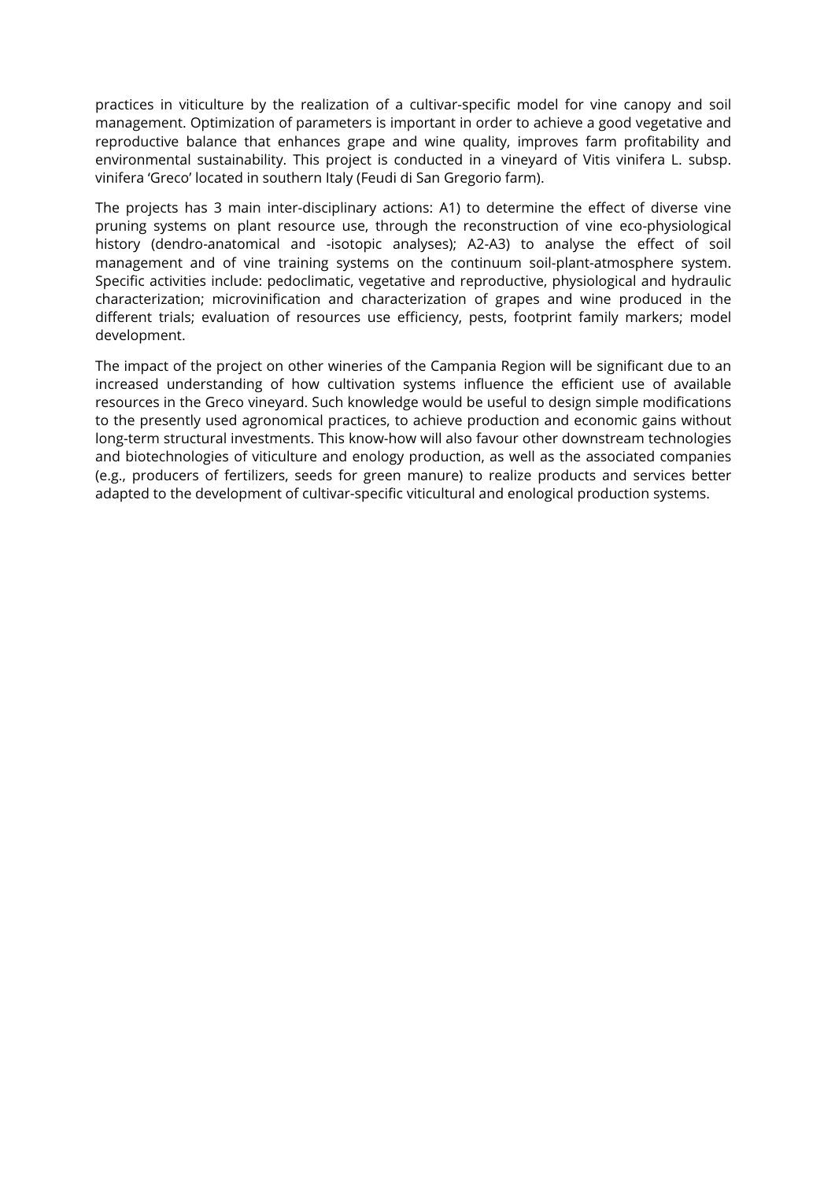practices in viticulture by the realization of a cultivar-specific model for vine canopy and soil management. Optimization of parameters is important in order to achieve a good vegetative and reproductive balance that enhances grape and wine quality, improves farm profitability and environmental sustainability. This project is conducted in a vineyard of Vitis vinifera L. subsp. vinifera 'Greco' located in southern Italy (Feudi di San Gregorio farm).

The projects has 3 main inter-disciplinary actions: A1) to determine the effect of diverse vine pruning systems on plant resource use, through the reconstruction of vine eco-physiological history (dendro-anatomical and -isotopic analyses); A2-A3) to analyse the effect of soil management and of vine training systems on the continuum soil-plant-atmosphere system. Specific activities include: pedoclimatic, vegetative and reproductive, physiological and hydraulic characterization; microvinification and characterization of grapes and wine produced in the different trials; evaluation of resources use efficiency, pests, footprint family markers; model development.

The impact of the project on other wineries of the Campania Region will be significant due to an increased understanding of how cultivation systems influence the efficient use of available resources in the Greco vineyard. Such knowledge would be useful to design simple modifications to the presently used agronomical practices, to achieve production and economic gains without long-term structural investments. This know-how will also favour other downstream technologies and biotechnologies of viticulture and enology production, as well as the associated companies (e.g., producers of fertilizers, seeds for green manure) to realize products and services better adapted to the development of cultivar-specific viticultural and enological production systems.